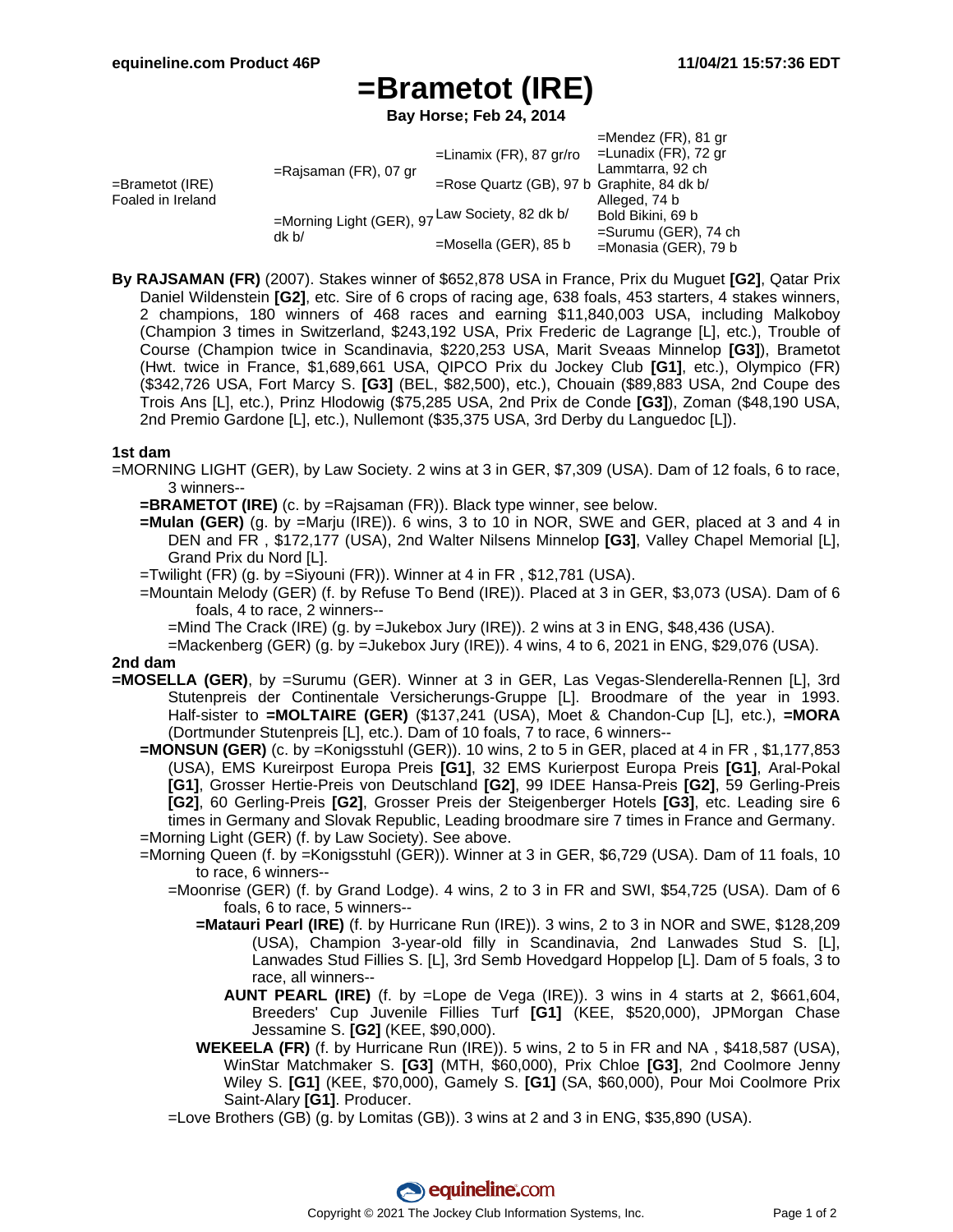# =Brametot (IRE)

**Bay Horse; Feb 24, 2014**

| | | | |
|---|---|---|---|
| =Brametot (IRE) Foaled in Ireland | =Rajsaman (FR), 07 gr | =Linamix (FR), 87 gr/ro | =Mendez (FR), 81 gr |
| | | | =Lunadix (FR), 72 gr |
| | | =Rose Quartz (GB), 97 b | Lammtarra, 92 ch |
| | | | Graphite, 84 dk b/ |
| | =Morning Light (GER), 97 dk b/ | Law Society, 82 dk b/ | Alleged, 74 b |
| | | | Bold Bikini, 69 b |
| | | =Mosella (GER), 85 b | =Surumu (GER), 74 ch |
| | | | =Monasia (GER), 79 b |

**By RAJSAMAN (FR)** (2007). Stakes winner of $652,878 USA in France, Prix du Muguet **[G2]**, Qatar Prix Daniel Wildenstein **[G2]**, etc. Sire of 6 crops of racing age, 638 foals, 453 starters, 4 stakes winners, 2 champions, 180 winners of 468 races and earning $11,840,003 USA, including Malkoboy (Champion 3 times in Switzerland, $243,192 USA, Prix Frederic de Lagrange [L], etc.), Trouble of Course (Champion twice in Scandinavia, $220,253 USA, Marit Sveaas Minnelop **[G3]**), Brametot (Hwt. twice in France, $1,689,661 USA, QIPCO Prix du Jockey Club **[G1]**, etc.), Olympico (FR) ($342,726 USA, Fort Marcy S. **[G3]** (BEL, $82,500), etc.), Chouain ($89,883 USA, 2nd Coupe des Trois Ans [L], etc.), Prinz Hlodowig ($75,285 USA, 2nd Prix de Conde **[G3]**), Zoman ($48,190 USA, 2nd Premio Gardone [L], etc.), Nullemont ($35,375 USA, 3rd Derby du Languedoc [L]).

### 1st dam

=MORNING LIGHT (GER), by Law Society. 2 wins at 3 in GER, $7,309 (USA). Dam of 12 foals, 6 to race, 3 winners--

- **=BRAMETOT (IRE)** (c. by =Rajsaman (FR)). Black type winner, see below.
- **=Mulan (GER)** (g. by =Marju (IRE)). 6 wins, 3 to 10 in NOR, SWE and GER, placed at 3 and 4 in DEN and FR , $172,177 (USA), 2nd Walter Nilsens Minnelop **[G3]**, Valley Chapel Memorial [L], Grand Prix du Nord [L].
- =Twilight (FR) (g. by =Siyouni (FR)). Winner at 4 in FR , $12,781 (USA).
- =Mountain Melody (GER) (f. by Refuse To Bend (IRE)). Placed at 3 in GER, $3,073 (USA). Dam of 6 foals, 4 to race, 2 winners--
  - =Mind The Crack (IRE) (g. by =Jukebox Jury (IRE)). 2 wins at 3 in ENG, $48,436 (USA).
  - =Mackenberg (GER) (g. by =Jukebox Jury (IRE)). 4 wins, 4 to 6, 2021 in ENG, $29,076 (USA).

### 2nd dam

**=MOSELLA (GER)**, by =Surumu (GER). Winner at 3 in GER, Las Vegas-Slenderella-Rennen [L], 3rd Stutenpreis der Continentale Versicherungs-Gruppe [L]. Broodmare of the year in 1993. Half-sister to **=MOLTAIRE (GER)** ($137,241 (USA), Moet & Chandon-Cup [L], etc.), **=MORA** (Dortmunder Stutenpreis [L], etc.). Dam of 10 foals, 7 to race, 6 winners--

- **=MONSUN (GER)** (c. by =Konigsstuhl (GER)). 10 wins, 2 to 5 in GER, placed at 4 in FR , $1,177,853 (USA), EMS Kureirpost Europa Preis **[G1]**, 32 EMS Kurierpost Europa Preis **[G1]**, Aral-Pokal **[G1]**, Grosser Hertie-Preis von Deutschland **[G2]**, 99 IDEE Hansa-Preis **[G2]**, 59 Gerling-Preis **[G2]**, 60 Gerling-Preis **[G2]**, Grosser Preis der Steigenberger Hotels **[G3]**, etc. Leading sire 6 times in Germany and Slovak Republic, Leading broodmare sire 7 times in France and Germany.
- =Morning Light (GER) (f. by Law Society). See above.
- =Morning Queen (f. by =Konigsstuhl (GER)). Winner at 3 in GER, $6,729 (USA). Dam of 11 foals, 10 to race, 6 winners--
  - =Moonrise (GER) (f. by Grand Lodge). 4 wins, 2 to 3 in FR and SWI, $54,725 (USA). Dam of 6 foals, 6 to race, 5 winners--
    - **=Matauri Pearl (IRE)** (f. by Hurricane Run (IRE)). 3 wins, 2 to 3 in NOR and SWE, $128,209 (USA), Champion 3-year-old filly in Scandinavia, 2nd Lanwades Stud S. [L], Lanwades Stud Fillies S. [L], 3rd Semb Hovedgard Hoppelop [L]. Dam of 5 foals, 3 to race, all winners--
      - **AUNT PEARL (IRE)** (f. by =Lope de Vega (IRE)). 3 wins in 4 starts at 2, $661,604, Breeders' Cup Juvenile Fillies Turf **[G1]** (KEE, $520,000), JPMorgan Chase Jessamine S. **[G2]** (KEE, $90,000).
    - **WEKEELA (FR)** (f. by Hurricane Run (IRE)). 5 wins, 2 to 5 in FR and NA , $418,587 (USA), WinStar Matchmaker S. **[G3]** (MTH, $60,000), Prix Chloe **[G3]**, 2nd Coolmore Jenny Wiley S. **[G1]** (KEE, $70,000), Gamely S. **[G1]** (SA, $60,000), Pour Moi Coolmore Prix Saint-Alary **[G1]**. Producer.
  - =Love Brothers (GB) (g. by Lomitas (GB)). 3 wins at 2 and 3 in ENG, $35,890 (USA).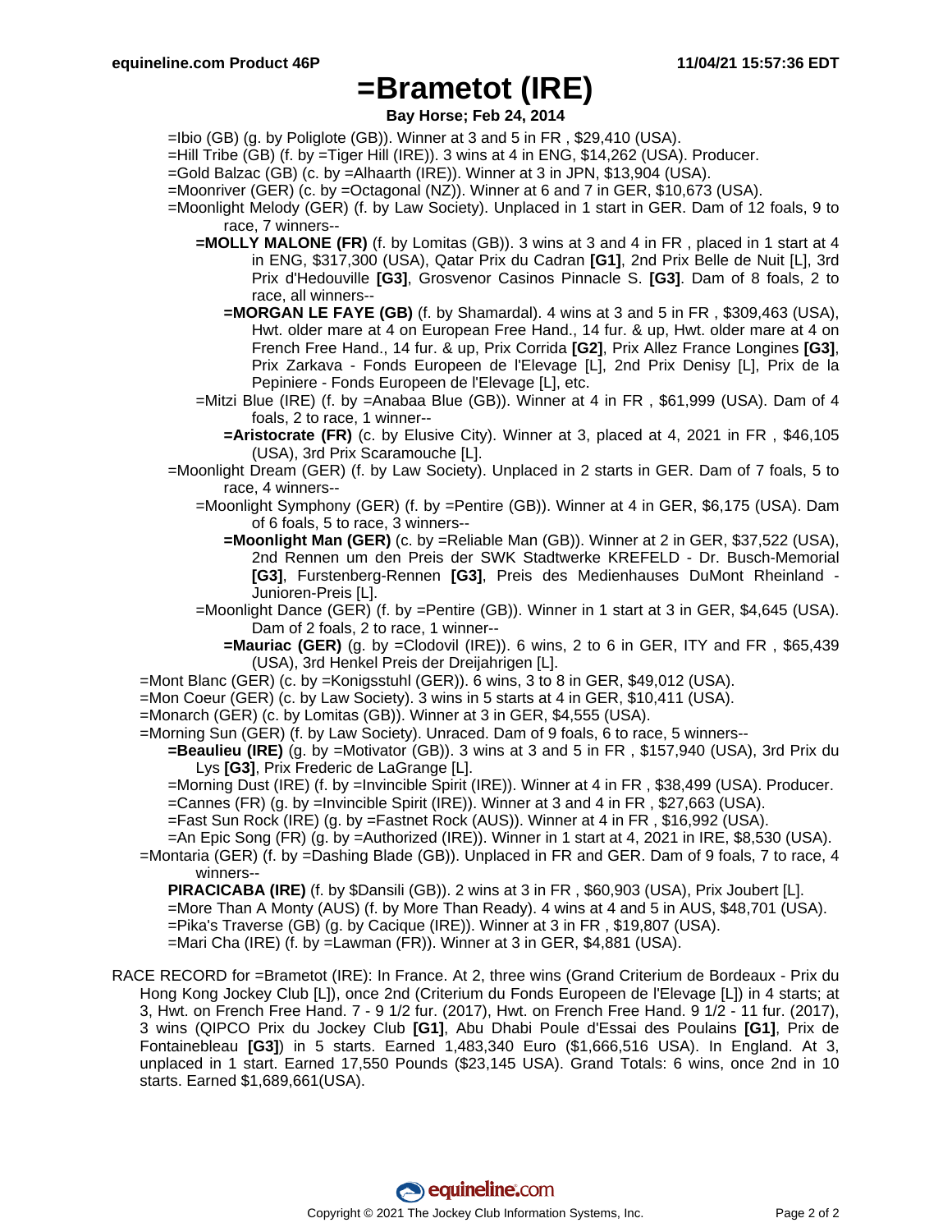# =Brametot (IRE)

**Bay Horse; Feb 24, 2014**

=Ibio (GB) (g. by Poliglote (GB)). Winner at 3 and 5 in FR , $29,410 (USA).

=Hill Tribe (GB) (f. by =Tiger Hill (IRE)). 3 wins at 4 in ENG, $14,262 (USA). Producer.

=Gold Balzac (GB) (c. by =Alhaarth (IRE)). Winner at 3 in JPN, $13,904 (USA).

=Moonriver (GER) (c. by =Octagonal (NZ)). Winner at 6 and 7 in GER, $10,673 (USA).

=Moonlight Melody (GER) (f. by Law Society). Unplaced in 1 start in GER. Dam of 12 foals, 9 to race, 7 winners--

**=MOLLY MALONE (FR)** (f. by Lomitas (GB)). 3 wins at 3 and 4 in FR , placed in 1 start at 4 in ENG, $317,300 (USA), Qatar Prix du Cadran **[G1]**, 2nd Prix Belle de Nuit [L], 3rd Prix d'Hedouville **[G3]**, Grosvenor Casinos Pinnacle S. **[G3]**. Dam of 8 foals, 2 to race, all winners--

**=MORGAN LE FAYE (GB)** (f. by Shamardal). 4 wins at 3 and 5 in FR , $309,463 (USA), Hwt. older mare at 4 on European Free Hand., 14 fur. & up, Hwt. older mare at 4 on French Free Hand., 14 fur. & up, Prix Corrida **[G2]**, Prix Allez France Longines **[G3]**, Prix Zarkava - Fonds Europeen de l'Elevage [L], 2nd Prix Denisy [L], Prix de la Pepiniere - Fonds Europeen de l'Elevage [L], etc.

=Mitzi Blue (IRE) (f. by =Anabaa Blue (GB)). Winner at 4 in FR , $61,999 (USA). Dam of 4 foals, 2 to race, 1 winner--

**=Aristocrate (FR)** (c. by Elusive City). Winner at 3, placed at 4, 2021 in FR , $46,105 (USA), 3rd Prix Scaramouche [L].

=Moonlight Dream (GER) (f. by Law Society). Unplaced in 2 starts in GER. Dam of 7 foals, 5 to race, 4 winners--

=Moonlight Symphony (GER) (f. by =Pentire (GB)). Winner at 4 in GER, $6,175 (USA). Dam of 6 foals, 5 to race, 3 winners--

**=Moonlight Man (GER)** (c. by =Reliable Man (GB)). Winner at 2 in GER, $37,522 (USA), 2nd Rennen um den Preis der SWK Stadtwerke KREFELD - Dr. Busch-Memorial **[G3]**, Furstenberg-Rennen **[G3]**, Preis des Medienhauses DuMont Rheinland - Junioren-Preis [L].

=Moonlight Dance (GER) (f. by =Pentire (GB)). Winner in 1 start at 3 in GER, $4,645 (USA). Dam of 2 foals, 2 to race, 1 winner--

**=Mauriac (GER)** (g. by =Clodovil (IRE)). 6 wins, 2 to 6 in GER, ITY and FR , $65,439 (USA), 3rd Henkel Preis der Dreijahrigen [L].

=Mont Blanc (GER) (c. by =Konigsstuhl (GER)). 6 wins, 3 to 8 in GER, $49,012 (USA).

=Mon Coeur (GER) (c. by Law Society). 3 wins in 5 starts at 4 in GER, $10,411 (USA).

=Monarch (GER) (c. by Lomitas (GB)). Winner at 3 in GER, $4,555 (USA).

=Morning Sun (GER) (f. by Law Society). Unraced. Dam of 9 foals, 6 to race, 5 winners--

**=Beaulieu (IRE)** (g. by =Motivator (GB)). 3 wins at 3 and 5 in FR , $157,940 (USA), 3rd Prix du Lys **[G3]**, Prix Frederic de LaGrange [L].

=Morning Dust (IRE) (f. by =Invincible Spirit (IRE)). Winner at 4 in FR , $38,499 (USA). Producer.

=Cannes (FR) (g. by =Invincible Spirit (IRE)). Winner at 3 and 4 in FR , $27,663 (USA).

=Fast Sun Rock (IRE) (g. by =Fastnet Rock (AUS)). Winner at 4 in FR , $16,992 (USA).

=An Epic Song (FR) (g. by =Authorized (IRE)). Winner in 1 start at 4, 2021 in IRE, $8,530 (USA).

=Montaria (GER) (f. by =Dashing Blade (GB)). Unplaced in FR and GER. Dam of 9 foals, 7 to race, 4 winners--

**PIRACICABA (IRE)** (f. by $Dansili (GB)). 2 wins at 3 in FR , $60,903 (USA), Prix Joubert [L].

=More Than A Monty (AUS) (f. by More Than Ready). 4 wins at 4 and 5 in AUS, $48,701 (USA).

=Pika's Traverse (GB) (g. by Cacique (IRE)). Winner at 3 in FR , $19,807 (USA).

=Mari Cha (IRE) (f. by =Lawman (FR)). Winner at 3 in GER, $4,881 (USA).

RACE RECORD for =Brametot (IRE): In France. At 2, three wins (Grand Criterium de Bordeaux - Prix du Hong Kong Jockey Club [L]), once 2nd (Criterium du Fonds Europeen de l'Elevage [L]) in 4 starts; at 3, Hwt. on French Free Hand. 7 - 9 1/2 fur. (2017), Hwt. on French Free Hand. 9 1/2 - 11 fur. (2017), 3 wins (QIPCO Prix du Jockey Club **[G1]**, Abu Dhabi Poule d'Essai des Poulains **[G1]**, Prix de Fontainebleau **[G3]**) in 5 starts. Earned 1,483,340 Euro ($1,666,516 USA). In England. At 3, unplaced in 1 start. Earned 17,550 Pounds ($23,145 USA). Grand Totals: 6 wins, once 2nd in 10 starts. Earned $1,689,661(USA).